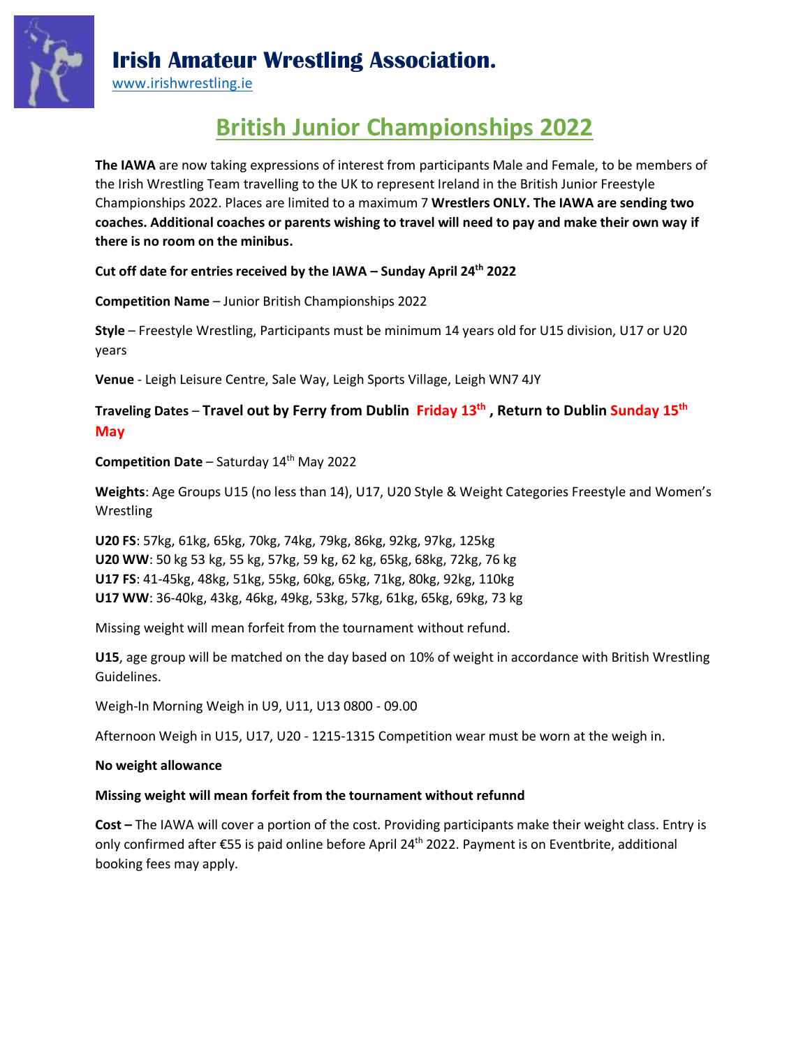# Irish Amateur Wrestling Association.

www.irishwrestling.ie

## British Junior Championships 2022

**The IAWA** are now taking expressions of interest from participants Male and Female, to be members of the Irish Wrestling Team travelling to the UK to represent Ireland in the British Junior Freestyle Championships 2022. Places are limited to a maximum 7 **Wrestlers ONLY. The IAWA are sending two coaches. Additional coaches or parents wishing to travel will need to pay and make their own way if there is no room on the minibus.**

**Cut off date for entries received by the IAWA – Sunday April 24th 2022**

**Competition Name** – Junior British Championships 2022

**Style** – Freestyle Wrestling, Participants must be minimum 14 years old for U15 division, U17 or U20 years

**Venue** - Leigh Leisure Centre, Sale Way, Leigh Sports Village, Leigh WN7 4JY

**Traveling Dates – Travel out by Ferry from Dublin Friday 13th , Return to Dublin Sunday 15th May**

**Competition Date** – Saturday 14th May 2022

**Weights**: Age Groups U15 (no less than 14), U17, U20 Style & Weight Categories Freestyle and Women's Wrestling

**U20 FS**: 57kg, 61kg, 65kg, 70kg, 74kg, 79kg, 86kg, 92kg, 97kg, 125kg
**U20 WW**: 50 kg 53 kg, 55 kg, 57kg, 59 kg, 62 kg, 65kg, 68kg, 72kg, 76 kg
**U17 FS**: 41-45kg, 48kg, 51kg, 55kg, 60kg, 65kg, 71kg, 80kg, 92kg, 110kg
**U17 WW**: 36-40kg, 43kg, 46kg, 49kg, 53kg, 57kg, 61kg, 65kg, 69kg, 73 kg

Missing weight will mean forfeit from the tournament without refund.

**U15**, age group will be matched on the day based on 10% of weight in accordance with British Wrestling Guidelines.

Weigh-In Morning Weigh in U9, U11, U13 0800 - 09.00

Afternoon Weigh in U15, U17, U20 - 1215-1315 Competition wear must be worn at the weigh in.

**No weight allowance**

**Missing weight will mean forfeit from the tournament without refunnd**

**Cost –** The IAWA will cover a portion of the cost. Providing participants make their weight class. Entry is only confirmed after €55 is paid online before April 24th 2022. Payment is on Eventbrite, additional booking fees may apply.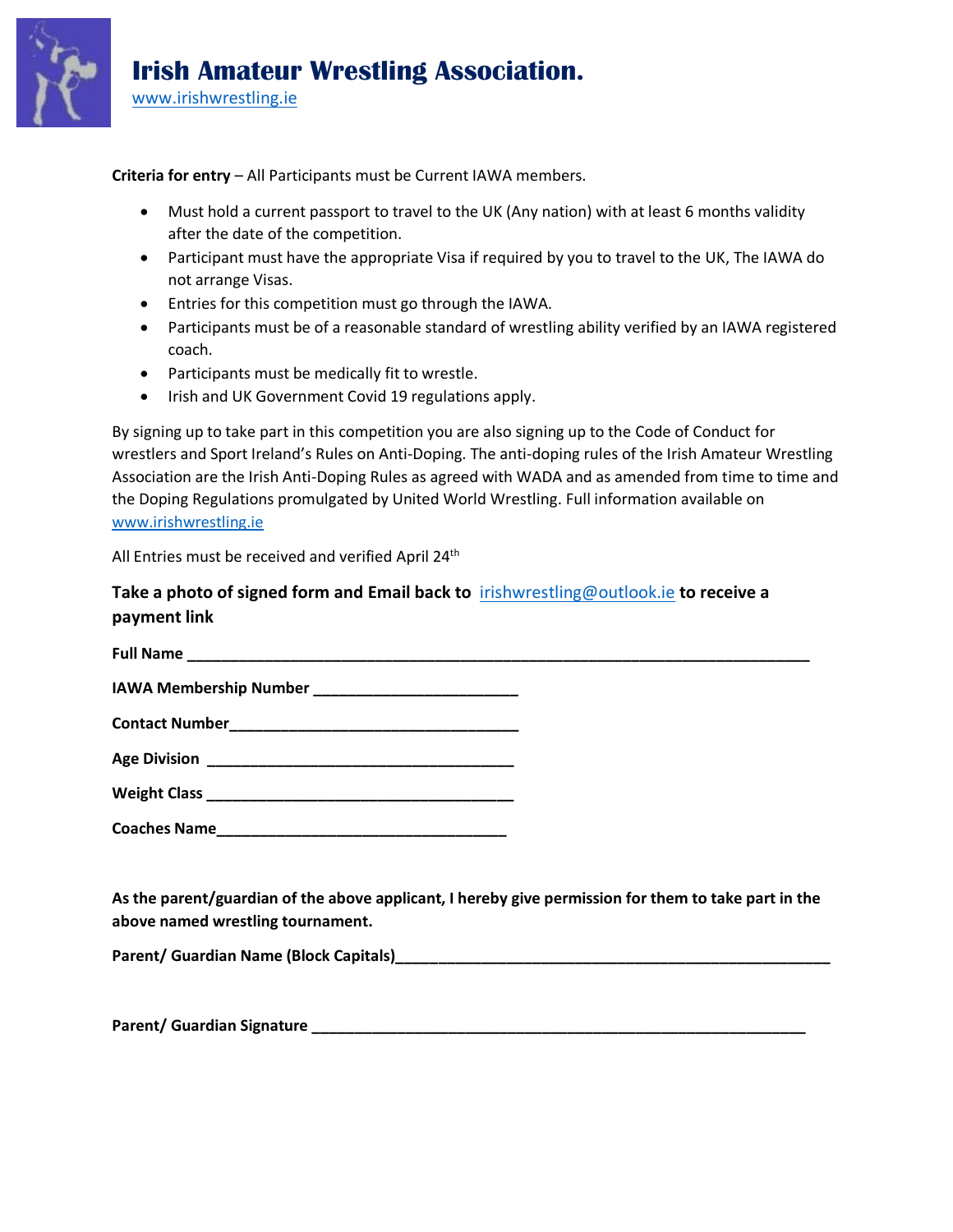# Irish Amateur Wrestling Association.

www.irishwrestling.ie

**Criteria for entry** – All Participants must be Current IAWA members.

- Must hold a current passport to travel to the UK (Any nation) with at least 6 months validity after the date of the competition.
- Participant must have the appropriate Visa if required by you to travel to the UK, The IAWA do not arrange Visas.
- Entries for this competition must go through the IAWA.
- Participants must be of a reasonable standard of wrestling ability verified by an IAWA registered coach.
- Participants must be medically fit to wrestle.
- Irish and UK Government Covid 19 regulations apply.

By signing up to take part in this competition you are also signing up to the Code of Conduct for wrestlers and Sport Ireland's Rules on Anti-Doping. The anti-doping rules of the Irish Amateur Wrestling Association are the Irish Anti-Doping Rules as agreed with WADA and as amended from time to time and the Doping Regulations promulgated by United World Wrestling. Full information available on www.irishwrestling.ie

All Entries must be received and verified April 24th

**Take a photo of signed form and Email back to irishwrestling@outlook.ie to receive a payment link**

**Full Name** ___________________________________________________________________________

**IAWA Membership Number** _________________________

**Contact Number**___________________________________

**Age Division** _____________________________________

**Weight Class** _____________________________________

**Coaches Name**___________________________________

**As the parent/guardian of the above applicant, I hereby give permission for them to take part in the above named wrestling tournament.**

**Parent/ Guardian Name (Block Capitals)**_____________________________________________________

**Parent/ Guardian Signature** ____________________________________________________________